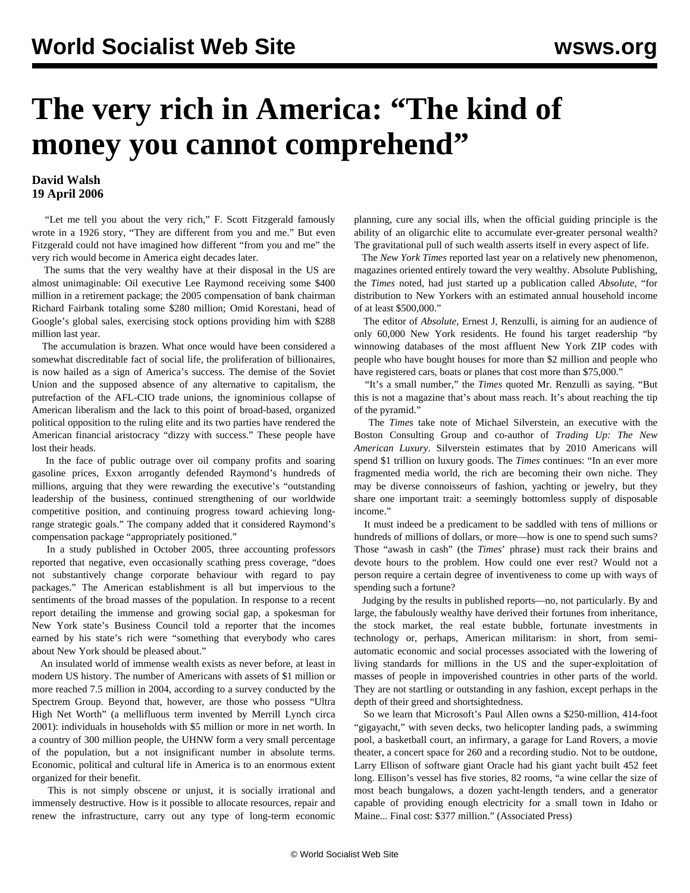# The very rich in America: "The kind of money you cannot comprehend"

**David Walsh**
**19 April 2006**

"Let me tell you about the very rich," F. Scott Fitzgerald famously wrote in a 1926 story, "They are different from you and me." But even Fitzgerald could not have imagined how different "from you and me" the very rich would become in America eight decades later.

The sums that the very wealthy have at their disposal in the US are almost unimaginable: Oil executive Lee Raymond receiving some $400 million in a retirement package; the 2005 compensation of bank chairman Richard Fairbank totaling some $280 million; Omid Korestani, head of Google's global sales, exercising stock options providing him with $288 million last year.

The accumulation is brazen. What once would have been considered a somewhat discreditable fact of social life, the proliferation of billionaires, is now hailed as a sign of America's success. The demise of the Soviet Union and the supposed absence of any alternative to capitalism, the putrefaction of the AFL-CIO trade unions, the ignominious collapse of American liberalism and the lack to this point of broad-based, organized political opposition to the ruling elite and its two parties have rendered the American financial aristocracy "dizzy with success." These people have lost their heads.

In the face of public outrage over oil company profits and soaring gasoline prices, Exxon arrogantly defended Raymond's hundreds of millions, arguing that they were rewarding the executive's "outstanding leadership of the business, continued strengthening of our worldwide competitive position, and continuing progress toward achieving long-range strategic goals." The company added that it considered Raymond's compensation package "appropriately positioned."

In a study published in October 2005, three accounting professors reported that negative, even occasionally scathing press coverage, "does not substantively change corporate behaviour with regard to pay packages." The American establishment is all but impervious to the sentiments of the broad masses of the population. In response to a recent report detailing the immense and growing social gap, a spokesman for New York state's Business Council told a reporter that the incomes earned by his state's rich were "something that everybody who cares about New York should be pleased about."

An insulated world of immense wealth exists as never before, at least in modern US history. The number of Americans with assets of $1 million or more reached 7.5 million in 2004, according to a survey conducted by the Spectrem Group. Beyond that, however, are those who possess "Ultra High Net Worth" (a mellifluous term invented by Merrill Lynch circa 2001): individuals in households with $5 million or more in net worth. In a country of 300 million people, the UHNW form a very small percentage of the population, but a not insignificant number in absolute terms. Economic, political and cultural life in America is to an enormous extent organized for their benefit.

This is not simply obscene or unjust, it is socially irrational and immensely destructive. How is it possible to allocate resources, repair and renew the infrastructure, carry out any type of long-term economic planning, cure any social ills, when the official guiding principle is the ability of an oligarchic elite to accumulate ever-greater personal wealth? The gravitational pull of such wealth asserts itself in every aspect of life.

The *New York Times* reported last year on a relatively new phenomenon, magazines oriented entirely toward the very wealthy. Absolute Publishing, the *Times* noted, had just started up a publication called *Absolute*, "for distribution to New Yorkers with an estimated annual household income of at least $500,000."

The editor of *Absolute*, Ernest J, Renzulli, is aiming for an audience of only 60,000 New York residents. He found his target readership "by winnowing databases of the most affluent New York ZIP codes with people who have bought houses for more than $2 million and people who have registered cars, boats or planes that cost more than $75,000."

"It's a small number," the *Times* quoted Mr. Renzulli as saying. "But this is not a magazine that's about mass reach. It's about reaching the tip of the pyramid."

The *Times* take note of Michael Silverstein, an executive with the Boston Consulting Group and co-author of *Trading Up: The New American Luxury*. Silverstein estimates that by 2010 Americans will spend $1 trillion on luxury goods. The *Times* continues: "In an ever more fragmented media world, the rich are becoming their own niche. They may be diverse connoisseurs of fashion, yachting or jewelry, but they share one important trait: a seemingly bottomless supply of disposable income."

It must indeed be a predicament to be saddled with tens of millions or hundreds of millions of dollars, or more—how is one to spend such sums? Those "awash in cash" (the *Times*' phrase) must rack their brains and devote hours to the problem. How could one ever rest? Would not a person require a certain degree of inventiveness to come up with ways of spending such a fortune?

Judging by the results in published reports—no, not particularly. By and large, the fabulously wealthy have derived their fortunes from inheritance, the stock market, the real estate bubble, fortunate investments in technology or, perhaps, American militarism: in short, from semi-automatic economic and social processes associated with the lowering of living standards for millions in the US and the super-exploitation of masses of people in impoverished countries in other parts of the world. They are not startling or outstanding in any fashion, except perhaps in the depth of their greed and shortsightedness.

So we learn that Microsoft's Paul Allen owns a $250-million, 414-foot "gigayacht," with seven decks, two helicopter landing pads, a swimming pool, a basketball court, an infirmary, a garage for Land Rovers, a movie theater, a concert space for 260 and a recording studio. Not to be outdone, Larry Ellison of software giant Oracle had his giant yacht built 452 feet long. Ellison's vessel has five stories, 82 rooms, "a wine cellar the size of most beach bungalows, a dozen yacht-length tenders, and a generator capable of providing enough electricity for a small town in Idaho or Maine... Final cost: $377 million." (Associated Press)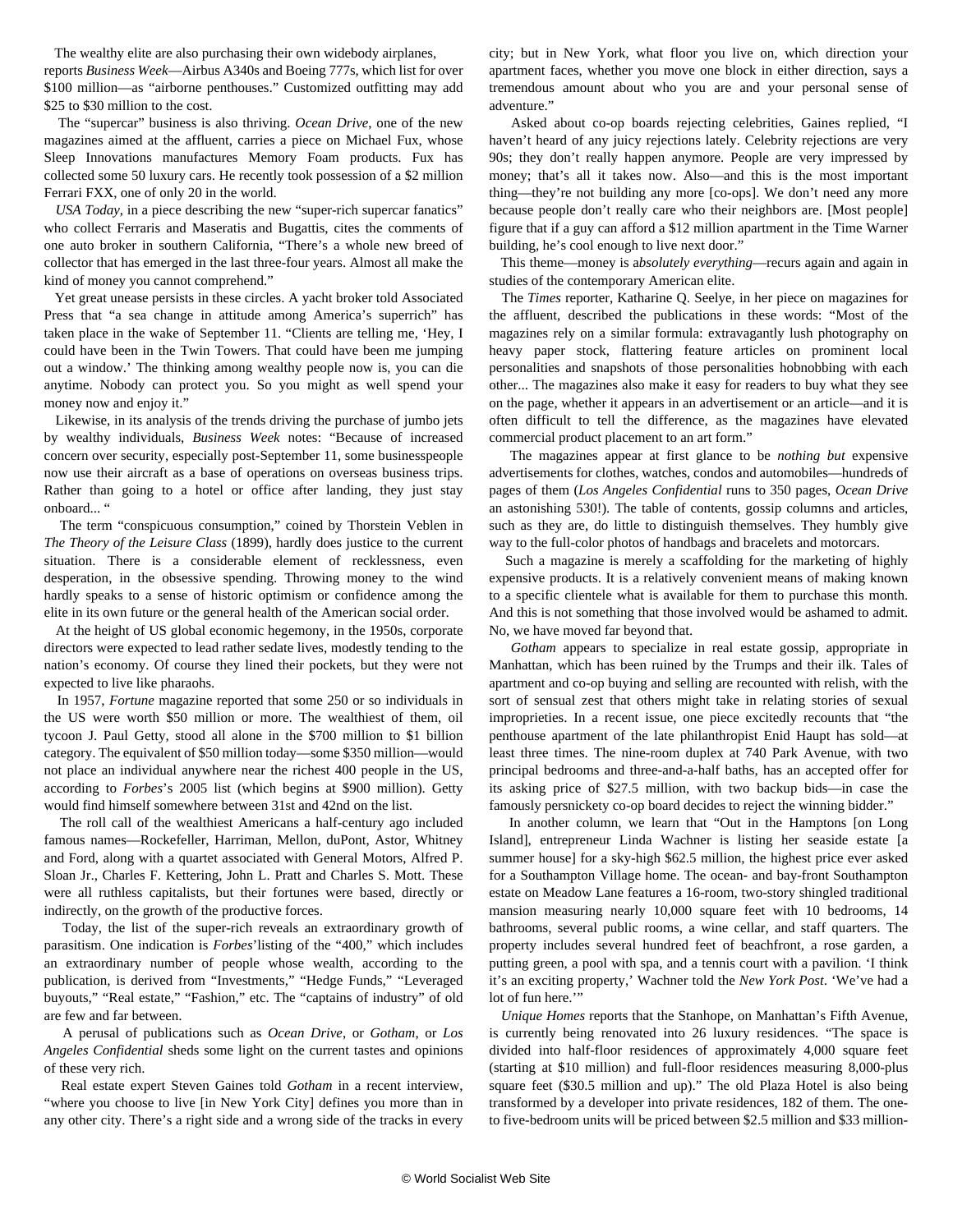The wealthy elite are also purchasing their own widebody airplanes, reports *Business Week*—Airbus A340s and Boeing 777s, which list for over $100 million—as "airborne penthouses." Customized outfitting may add $25 to $30 million to the cost.

The "supercar" business is also thriving. *Ocean Drive*, one of the new magazines aimed at the affluent, carries a piece on Michael Fux, whose Sleep Innovations manufactures Memory Foam products. Fux has collected some 50 luxury cars. He recently took possession of a $2 million Ferrari FXX, one of only 20 in the world.

*USA Today*, in a piece describing the new "super-rich supercar fanatics" who collect Ferraris and Maseratis and Bugattis, cites the comments of one auto broker in southern California, "There's a whole new breed of collector that has emerged in the last three-four years. Almost all make the kind of money you cannot comprehend."

Yet great unease persists in these circles. A yacht broker told Associated Press that "a sea change in attitude among America's superrich" has taken place in the wake of September 11. "Clients are telling me, 'Hey, I could have been in the Twin Towers. That could have been me jumping out a window.' The thinking among wealthy people now is, you can die anytime. Nobody can protect you. So you might as well spend your money now and enjoy it."

Likewise, in its analysis of the trends driving the purchase of jumbo jets by wealthy individuals, *Business Week* notes: "Because of increased concern over security, especially post-September 11, some businesspeople now use their aircraft as a base of operations on overseas business trips. Rather than going to a hotel or office after landing, they just stay onboard... "

The term "conspicuous consumption," coined by Thorstein Veblen in *The Theory of the Leisure Class* (1899), hardly does justice to the current situation. There is a considerable element of recklessness, even desperation, in the obsessive spending. Throwing money to the wind hardly speaks to a sense of historic optimism or confidence among the elite in its own future or the general health of the American social order.

At the height of US global economic hegemony, in the 1950s, corporate directors were expected to lead rather sedate lives, modestly tending to the nation's economy. Of course they lined their pockets, but they were not expected to live like pharaohs.

In 1957, *Fortune* magazine reported that some 250 or so individuals in the US were worth $50 million or more. The wealthiest of them, oil tycoon J. Paul Getty, stood all alone in the $700 million to $1 billion category. The equivalent of $50 million today—some $350 million—would not place an individual anywhere near the richest 400 people in the US, according to *Forbes*'s 2005 list (which begins at $900 million). Getty would find himself somewhere between 31st and 42nd on the list.

The roll call of the wealthiest Americans a half-century ago included famous names—Rockefeller, Harriman, Mellon, duPont, Astor, Whitney and Ford, along with a quartet associated with General Motors, Alfred P. Sloan Jr., Charles F. Kettering, John L. Pratt and Charles S. Mott. These were all ruthless capitalists, but their fortunes were based, directly or indirectly, on the growth of the productive forces.

Today, the list of the super-rich reveals an extraordinary growth of parasitism. One indication is *Forbes*'listing of the "400," which includes an extraordinary number of people whose wealth, according to the publication, is derived from "Investments," "Hedge Funds," "Leveraged buyouts," "Real estate," "Fashion," etc. The "captains of industry" of old are few and far between.

A perusal of publications such as *Ocean Drive*, or *Gotham*, or *Los Angeles Confidential* sheds some light on the current tastes and opinions of these very rich.

Real estate expert Steven Gaines told *Gotham* in a recent interview, "where you choose to live [in New York City] defines you more than in any other city. There's a right side and a wrong side of the tracks in every city; but in New York, what floor you live on, which direction your apartment faces, whether you move one block in either direction, says a tremendous amount about who you are and your personal sense of adventure."

Asked about co-op boards rejecting celebrities, Gaines replied, "I haven't heard of any juicy rejections lately. Celebrity rejections are very 90s; they don't really happen anymore. People are very impressed by money; that's all it takes now. Also—and this is the most important thing—they're not building any more [co-ops]. We don't need any more because people don't really care who their neighbors are. [Most people] figure that if a guy can afford a $12 million apartment in the Time Warner building, he's cool enough to live next door."

This theme—money is a*bsolutely everything*—recurs again and again in studies of the contemporary American elite.

The *Times* reporter, Katharine Q. Seelye, in her piece on magazines for the affluent, described the publications in these words: "Most of the magazines rely on a similar formula: extravagantly lush photography on heavy paper stock, flattering feature articles on prominent local personalities and snapshots of those personalities hobnobbing with each other... The magazines also make it easy for readers to buy what they see on the page, whether it appears in an advertisement or an article—and it is often difficult to tell the difference, as the magazines have elevated commercial product placement to an art form."

The magazines appear at first glance to be *nothing but* expensive advertisements for clothes, watches, condos and automobiles—hundreds of pages of them (*Los Angeles Confidential* runs to 350 pages, *Ocean Drive* an astonishing 530!). The table of contents, gossip columns and articles, such as they are, do little to distinguish themselves. They humbly give way to the full-color photos of handbags and bracelets and motorcars.

Such a magazine is merely a scaffolding for the marketing of highly expensive products. It is a relatively convenient means of making known to a specific clientele what is available for them to purchase this month. And this is not something that those involved would be ashamed to admit. No, we have moved far beyond that.

*Gotham* appears to specialize in real estate gossip, appropriate in Manhattan, which has been ruined by the Trumps and their ilk. Tales of apartment and co-op buying and selling are recounted with relish, with the sort of sensual zest that others might take in relating stories of sexual improprieties. In a recent issue, one piece excitedly recounts that "the penthouse apartment of the late philanthropist Enid Haupt has sold—at least three times. The nine-room duplex at 740 Park Avenue, with two principal bedrooms and three-and-a-half baths, has an accepted offer for its asking price of $27.5 million, with two backup bids—in case the famously persnickety co-op board decides to reject the winning bidder."

In another column, we learn that "Out in the Hamptons [on Long Island], entrepreneur Linda Wachner is listing her seaside estate [a summer house] for a sky-high $62.5 million, the highest price ever asked for a Southampton Village home. The ocean- and bay-front Southampton estate on Meadow Lane features a 16-room, two-story shingled traditional mansion measuring nearly 10,000 square feet with 10 bedrooms, 14 bathrooms, several public rooms, a wine cellar, and staff quarters. The property includes several hundred feet of beachfront, a rose garden, a putting green, a pool with spa, and a tennis court with a pavilion. 'I think it's an exciting property,' Wachner told the *New York Post*. 'We've had a lot of fun here.'"

*Unique Homes* reports that the Stanhope, on Manhattan's Fifth Avenue, is currently being renovated into 26 luxury residences. "The space is divided into half-floor residences of approximately 4,000 square feet (starting at $10 million) and full-floor residences measuring 8,000-plus square feet ($30.5 million and up)." The old Plaza Hotel is also being transformed by a developer into private residences, 182 of them. The one- to five-bedroom units will be priced between $2.5 million and $33 million-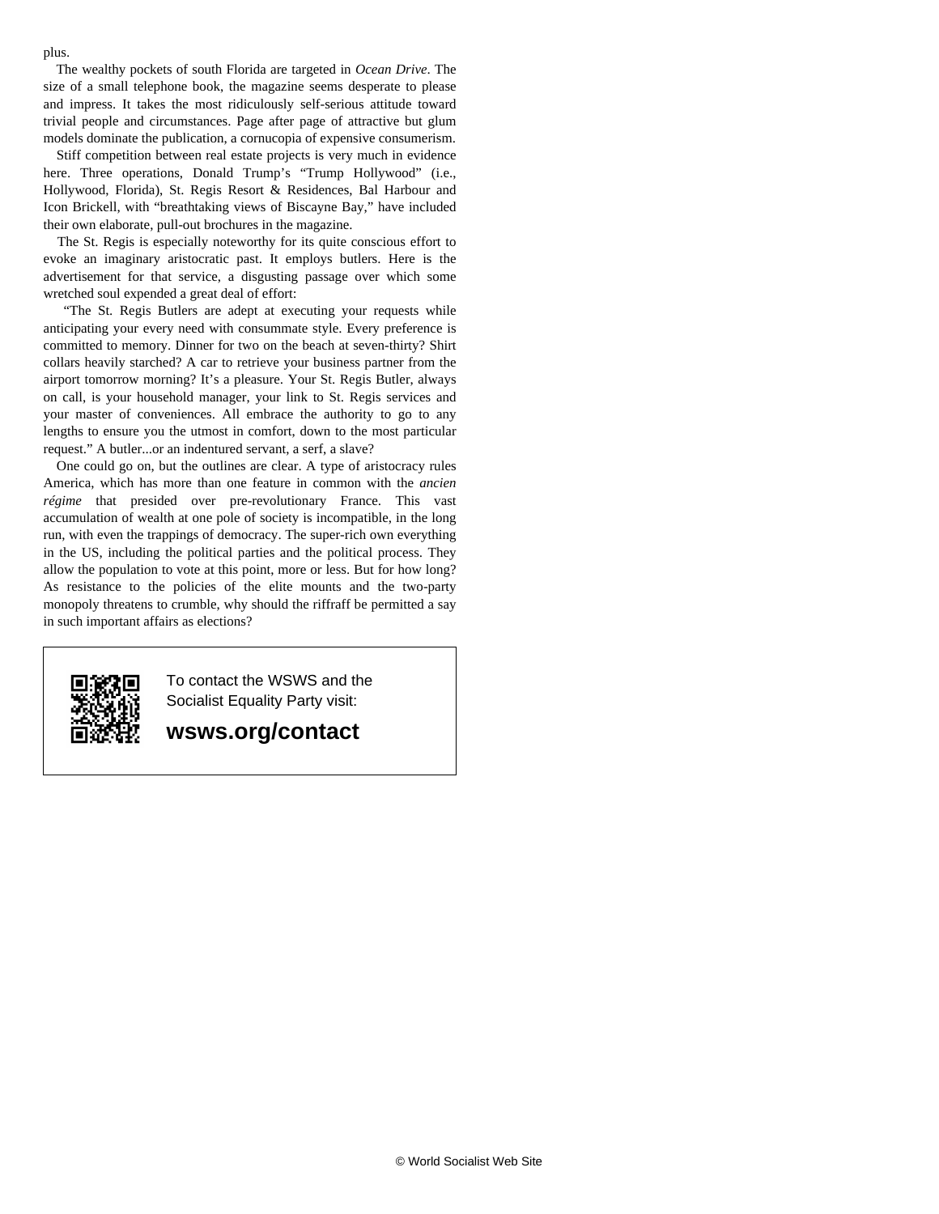plus.

The wealthy pockets of south Florida are targeted in *Ocean Drive*. The size of a small telephone book, the magazine seems desperate to please and impress. It takes the most ridiculously self-serious attitude toward trivial people and circumstances. Page after page of attractive but glum models dominate the publication, a cornucopia of expensive consumerism.

Stiff competition between real estate projects is very much in evidence here. Three operations, Donald Trump's "Trump Hollywood" (i.e., Hollywood, Florida), St. Regis Resort & Residences, Bal Harbour and Icon Brickell, with "breathtaking views of Biscayne Bay," have included their own elaborate, pull-out brochures in the magazine.

The St. Regis is especially noteworthy for its quite conscious effort to evoke an imaginary aristocratic past. It employs butlers. Here is the advertisement for that service, a disgusting passage over which some wretched soul expended a great deal of effort:

"The St. Regis Butlers are adept at executing your requests while anticipating your every need with consummate style. Every preference is committed to memory. Dinner for two on the beach at seven-thirty? Shirt collars heavily starched? A car to retrieve your business partner from the airport tomorrow morning? It's a pleasure. Your St. Regis Butler, always on call, is your household manager, your link to St. Regis services and your master of conveniences. All embrace the authority to go to any lengths to ensure you the utmost in comfort, down to the most particular request." A butler...or an indentured servant, a serf, a slave?

One could go on, but the outlines are clear. A type of aristocracy rules America, which has more than one feature in common with the *ancien régime* that presided over pre-revolutionary France. This vast accumulation of wealth at one pole of society is incompatible, in the long run, with even the trappings of democracy. The super-rich own everything in the US, including the political parties and the political process. They allow the population to vote at this point, more or less. But for how long? As resistance to the policies of the elite mounts and the two-party monopoly threatens to crumble, why should the riffraff be permitted a say in such important affairs as elections?

To contact the WSWS and the Socialist Equality Party visit:

**wsws.org/contact**